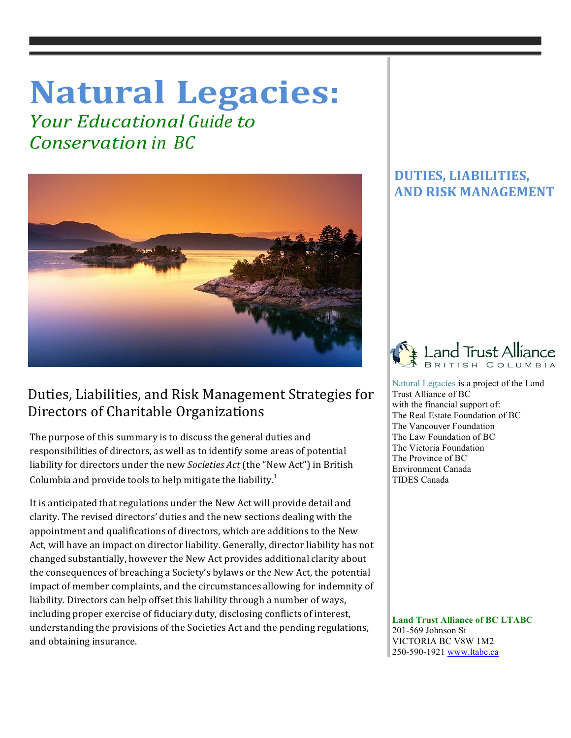# Natural Legacies:

*Your Educational Guide to Conservation in BC*

## DUTIES, LIABILITIES, AND RISK MANAGEMENT

## Duties, Liabilities, and Risk Management Strategies for Directors of Charitable Organizations

The purpose of this summary is to discuss the general duties and responsibilities of directors, as well as to identify some areas of potential liability for directors under the new *Societies Act* (the "New Act") in British Columbia and provide tools to help mitigate the liability.[1]

It is anticipated that regulations under the New Act will provide detail and clarity. The revised directors' duties and the new sections dealing with the appointment and qualifications of directors, which are additions to the New Act, will have an impact on director liability. Generally, director liability has not changed substantially, however the New Act provides additional clarity about the consequences of breaching a Society's bylaws or the New Act, the potential impact of member complaints, and the circumstances allowing for indemnity of liability. Directors can help offset this liability through a number of ways, including proper exercise of fiduciary duty, disclosing conflicts of interest, understanding the provisions of the Societies Act and the pending regulations, and obtaining insurance.

Land Trust Alliance British Columbia

Natural Legacies is a project of the Land Trust Alliance of BC with the financial support of:
The Real Estate Foundation of BC
The Vancouver Foundation
The Law Foundation of BC
The Victoria Foundation
The Province of BC
Environment Canada
TIDES Canada

**Land Trust Alliance of BC LTABC**
201-569 Johnson St
VICTORIA BC V8W 1M2
250-590-1921 www.ltabc.ca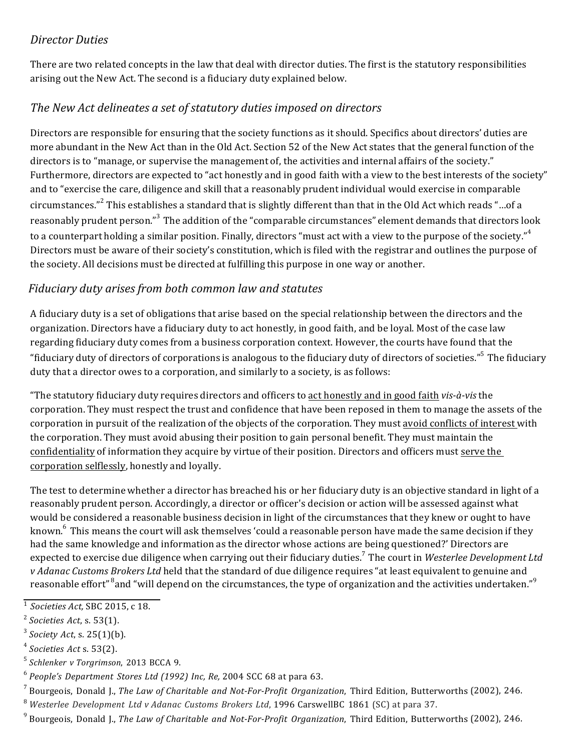## *Director Duties*

There are two related concepts in the law that deal with director duties. The first is the statutory responsibilities arising out the New Act. The second is a fiduciary duty explained below.

### *The New Act delineates a set of statutory duties imposed on directors*

Directors are responsible for ensuring that the society functions as it should. Specifics about directors' duties are more abundant in the New Act than in the Old Act. Section 52 of the New Act states that the general function of the directors is to "manage, or supervise the management of, the activities and internal affairs of the society." Furthermore, directors are expected to "act honestly and in good faith with a view to the best interests of the society" and to "exercise the care, diligence and skill that a reasonably prudent individual would exercise in comparable circumstances."[2] This establishes a standard that is slightly different than that in the Old Act which reads "…of a reasonably prudent person."[3] The addition of the "comparable circumstances" element demands that directors look to a counterpart holding a similar position. Finally, directors "must act with a view to the purpose of the society."[4] Directors must be aware of their society's constitution, which is filed with the registrar and outlines the purpose of the society. All decisions must be directed at fulfilling this purpose in one way or another.

### *Fiduciary duty arises from both common law and statutes*

A fiduciary duty is a set of obligations that arise based on the special relationship between the directors and the organization. Directors have a fiduciary duty to act honestly, in good faith, and be loyal. Most of the case law regarding fiduciary duty comes from a business corporation context. However, the courts have found that the "fiduciary duty of directors of corporations is analogous to the fiduciary duty of directors of societies."[5] The fiduciary duty that a director owes to a corporation, and similarly to a society, is as follows:

"The statutory fiduciary duty requires directors and officers to <u>act honestly and in good faith</u> *vis-à-vis* the corporation. They must respect the trust and confidence that have been reposed in them to manage the assets of the corporation in pursuit of the realization of the objects of the corporation. They must <u>avoid conflicts of interest</u> with the corporation. They must avoid abusing their position to gain personal benefit. They must maintain the <u>confidentiality</u> of information they acquire by virtue of their position. Directors and officers must <u>serve the corporation selflessly</u>, honestly and loyally.

The test to determine whether a director has breached his or her fiduciary duty is an objective standard in light of a reasonably prudent person. Accordingly, a director or officer's decision or action will be assessed against what would be considered a reasonable business decision in light of the circumstances that they knew or ought to have known.[6] This means the court will ask themselves 'could a reasonable person have made the same decision if they had the same knowledge and information as the director whose actions are being questioned?' Directors are expected to exercise due diligence when carrying out their fiduciary duties.[7] The court in *Westerlee Development Ltd v Adanac Customs Brokers Ltd* held that the standard of due diligence requires "at least equivalent to genuine and reasonable effort"[8] and "will depend on the circumstances, the type of organization and the activities undertaken."[9]

---

[1] *Societies Act,* SBC 2015, c 18.

[2] *Societies Act*, s. 53(1).

[3] *Society Act*, s. 25(1)(b).

[4] *Societies Act* s. 53(2).

[5] *Schlenker v Torgrimson*, 2013 BCCA 9.

[6] *People's Department Stores Ltd (1992) Inc, Re,* 2004 SCC 68 at para 63.

[7] Bourgeois, Donald J., *The Law of Charitable and Not-For-Profit Organization*, Third Edition, Butterworths (2002), 246.

[8] *Westerlee Development Ltd v Adanac Customs Brokers Ltd*, 1996 CarswellBC 1861 (SC) at para 37.

[9] Bourgeois, Donald J., *The Law of Charitable and Not-For-Profit Organization*, Third Edition, Butterworths (2002), 246.